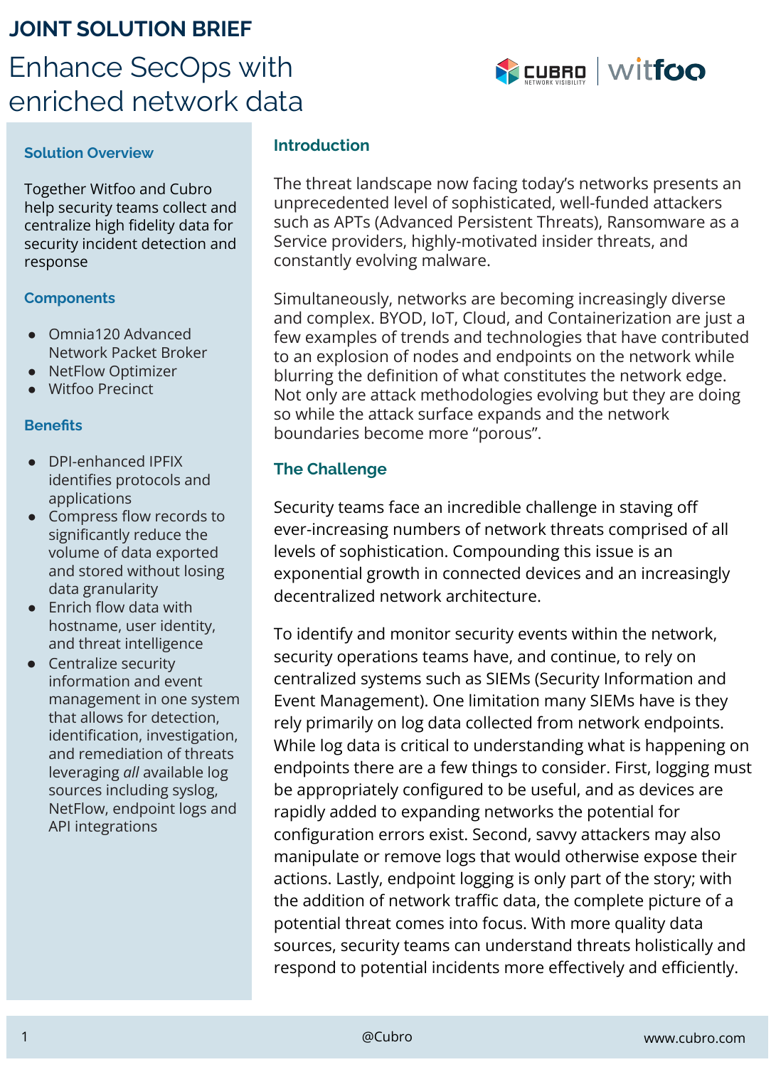**JOINT SOLUTION BRIEF**

# Enhance SecOps with enriched network data

## Solution Overview

Together Witfoo and Cubro help security teams collect and centralize high fidelity data for security incident detection and response

## Components

- Omnia120 Advanced Network Packet Broker
- NetFlow Optimizer
- Witfoo Precinct

## Benefits

- DPI-enhanced IPFIX identifies protocols and applications
- Compress flow records to significantly reduce the volume of data exported and stored without losing data granularity
- Enrich flow data with hostname, user identity, and threat intelligence
- Centralize security information and event management in one system that allows for detection, identification, investigation, and remediation of threats leveraging *all* available log sources including syslog, NetFlow, endpoint logs and API integrations

## Introduction

The threat landscape now facing today's networks presents an unprecedented level of sophisticated, well-funded attackers such as APTs (Advanced Persistent Threats), Ransomware as a Service providers, highly-motivated insider threats, and constantly evolving malware.

Simultaneously, networks are becoming increasingly diverse and complex. BYOD, IoT, Cloud, and Containerization are just a few examples of trends and technologies that have contributed to an explosion of nodes and endpoints on the network while blurring the definition of what constitutes the network edge. Not only are attack methodologies evolving but they are doing so while the attack surface expands and the network boundaries become more "porous".

## The Challenge

Security teams face an incredible challenge in staving off ever-increasing numbers of network threats comprised of all levels of sophistication. Compounding this issue is an exponential growth in connected devices and an increasingly decentralized network architecture.

To identify and monitor security events within the network, security operations teams have, and continue, to rely on centralized systems such as SIEMs (Security Information and Event Management). One limitation many SIEMs have is they rely primarily on log data collected from network endpoints. While log data is critical to understanding what is happening on endpoints there are a few things to consider. First, logging must be appropriately configured to be useful, and as devices are rapidly added to expanding networks the potential for configuration errors exist. Second, savvy attackers may also manipulate or remove logs that would otherwise expose their actions. Lastly, endpoint logging is only part of the story; with the addition of network traffic data, the complete picture of a potential threat comes into focus. With more quality data sources, security teams can understand threats holistically and respond to potential incidents more effectively and efficiently.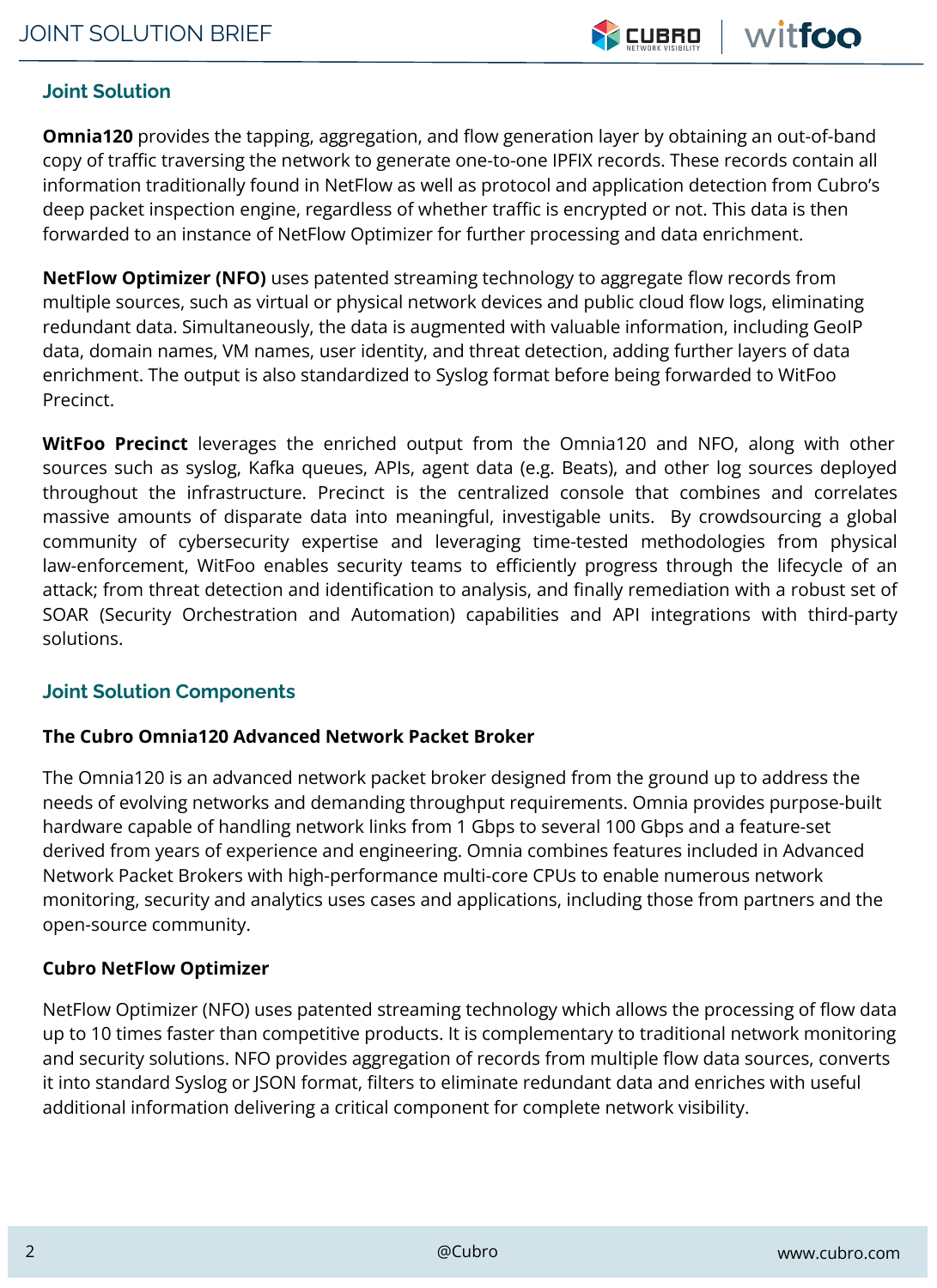## Joint Solution

**Omnia120** provides the tapping, aggregation, and flow generation layer by obtaining an out-of-band copy of traffic traversing the network to generate one-to-one IPFIX records. These records contain all information traditionally found in NetFlow as well as protocol and application detection from Cubro's deep packet inspection engine, regardless of whether traffic is encrypted or not. This data is then forwarded to an instance of NetFlow Optimizer for further processing and data enrichment.

**NetFlow Optimizer (NFO)** uses patented streaming technology to aggregate flow records from multiple sources, such as virtual or physical network devices and public cloud flow logs, eliminating redundant data. Simultaneously, the data is augmented with valuable information, including GeoIP data, domain names, VM names, user identity, and threat detection, adding further layers of data enrichment. The output is also standardized to Syslog format before being forwarded to WitFoo Precinct.

**WitFoo Precinct** leverages the enriched output from the Omnia120 and NFO, along with other sources such as syslog, Kafka queues, APIs, agent data (e.g. Beats), and other log sources deployed throughout the infrastructure. Precinct is the centralized console that combines and correlates massive amounts of disparate data into meaningful, investigable units. By crowdsourcing a global community of cybersecurity expertise and leveraging time-tested methodologies from physical law-enforcement, WitFoo enables security teams to efficiently progress through the lifecycle of an attack; from threat detection and identification to analysis, and finally remediation with a robust set of SOAR (Security Orchestration and Automation) capabilities and API integrations with third-party solutions.

## Joint Solution Components

### The Cubro Omnia120 Advanced Network Packet Broker

The Omnia120 is an advanced network packet broker designed from the ground up to address the needs of evolving networks and demanding throughput requirements. Omnia provides purpose-built hardware capable of handling network links from 1 Gbps to several 100 Gbps and a feature-set derived from years of experience and engineering. Omnia combines features included in Advanced Network Packet Brokers with high-performance multi-core CPUs to enable numerous network monitoring, security and analytics uses cases and applications, including those from partners and the open-source community.

### Cubro NetFlow Optimizer

NetFlow Optimizer (NFO) uses patented streaming technology which allows the processing of flow data up to 10 times faster than competitive products. It is complementary to traditional network monitoring and security solutions. NFO provides aggregation of records from multiple flow data sources, converts it into standard Syslog or JSON format, filters to eliminate redundant data and enriches with useful additional information delivering a critical component for complete network visibility.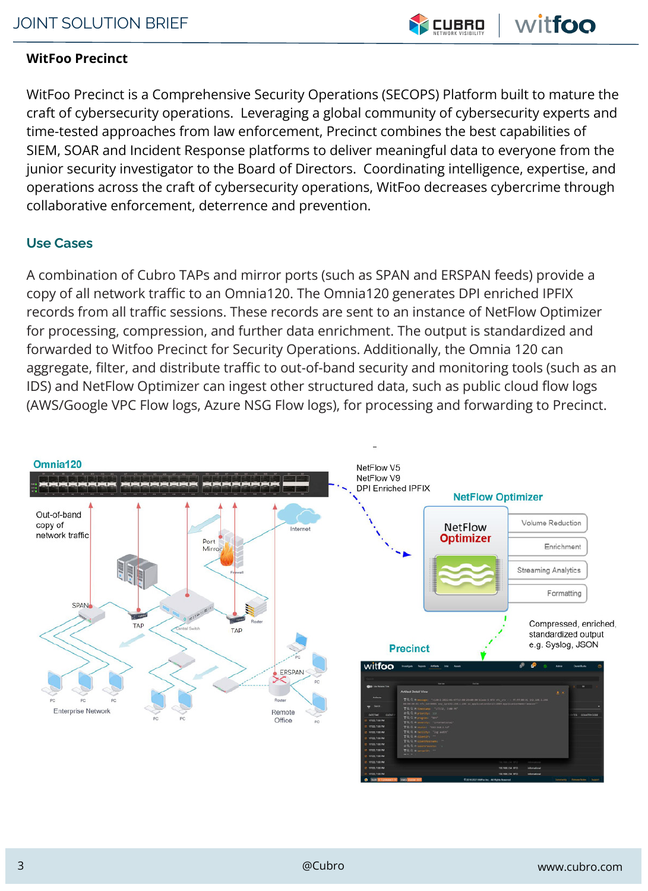## WitFoo Precinct

WitFoo Precinct is a Comprehensive Security Operations (SECOPS) Platform built to mature the craft of cybersecurity operations. Leveraging a global community of cybersecurity experts and time-tested approaches from law enforcement, Precinct combines the best capabilities of SIEM, SOAR and Incident Response platforms to deliver meaningful data to everyone from the junior security investigator to the Board of Directors. Coordinating intelligence, expertise, and operations across the craft of cybersecurity operations, WitFoo decreases cybercrime through collaborative enforcement, deterrence and prevention.

## Use Cases

A combination of Cubro TAPs and mirror ports (such as SPAN and ERSPAN feeds) provide a copy of all network traffic to an Omnia120. The Omnia120 generates DPI enriched IPFIX records from all traffic sessions. These records are sent to an instance of NetFlow Optimizer for processing, compression, and further data enrichment. The output is standardized and forwarded to Witfoo Precinct for Security Operations. Additionally, the Omnia 120 can aggregate, filter, and distribute traffic to out-of-band security and monitoring tools (such as an IDS) and NetFlow Optimizer can ingest other structured data, such as public cloud flow logs (AWS/Google VPC Flow logs, Azure NSG Flow logs), for processing and forwarding to Precinct.

Omnia120

Out-of-band copy of network traffic

NetFlow V5
NetFlow V9
DPI Enriched IPFIX

NetFlow Optimizer

Volume Reduction
Enrichment
Streaming Analytics
Formatting

Compressed, enriched, standardized output e.g. Syslog, JSON

Precinct

Internet — Port Mirror — Firewall — SPAN — TAP — Central Switch — TAP — Router — ERSPAN — Router — Remote Office — Enterprise Network — PC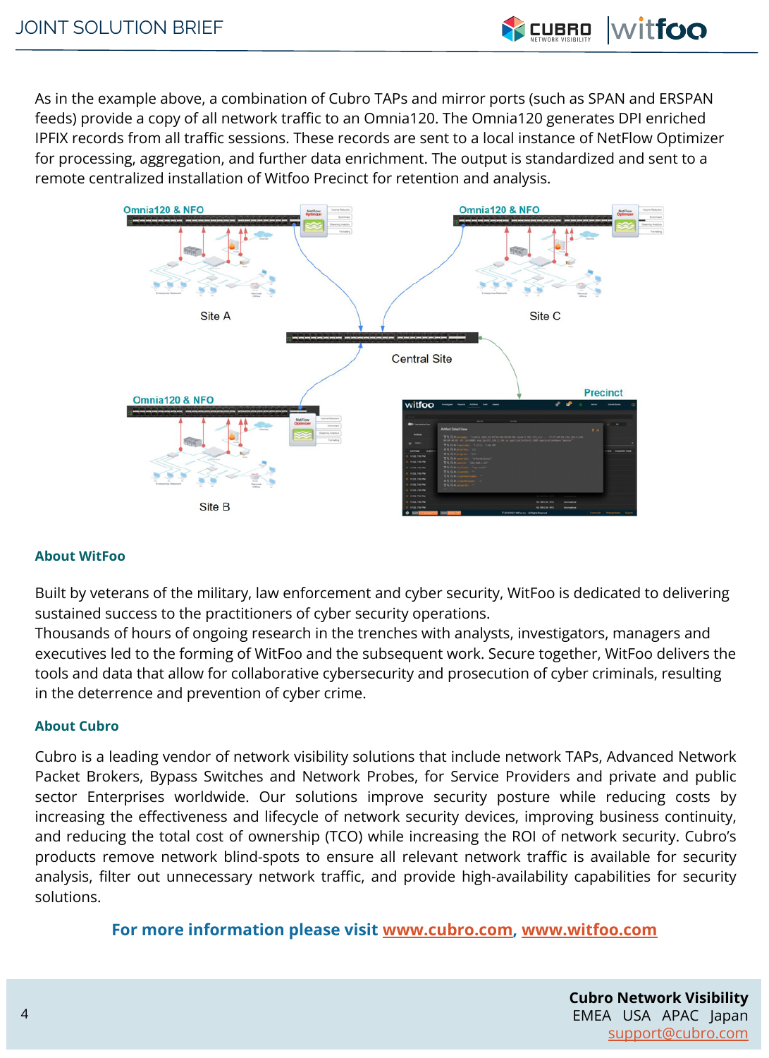As in the example above, a combination of Cubro TAPs and mirror ports (such as SPAN and ERSPAN feeds) provide a copy of all network traffic to an Omnia120. The Omnia120 generates DPI enriched IPFIX records from all traffic sessions. These records are sent to a local instance of NetFlow Optimizer for processing, aggregation, and further data enrichment. The output is standardized and sent to a remote centralized installation of Witfoo Precinct for retention and analysis.

### About WitFoo

Built by veterans of the military, law enforcement and cyber security, WitFoo is dedicated to delivering sustained success to the practitioners of cyber security operations.
Thousands of hours of ongoing research in the trenches with analysts, investigators, managers and executives led to the forming of WitFoo and the subsequent work. Secure together, WitFoo delivers the tools and data that allow for collaborative cybersecurity and prosecution of cyber criminals, resulting in the deterrence and prevention of cyber crime.

### About Cubro

Cubro is a leading vendor of network visibility solutions that include network TAPs, Advanced Network Packet Brokers, Bypass Switches and Network Probes, for Service Providers and private and public sector Enterprises worldwide. Our solutions improve security posture while reducing costs by increasing the effectiveness and lifecycle of network security devices, improving business continuity, and reducing the total cost of ownership (TCO) while increasing the ROI of network security. Cubro's products remove network blind-spots to ensure all relevant network traffic is available for security analysis, filter out unnecessary network traffic, and provide high-availability capabilities for security solutions.

**For more information please visit www.cubro.com, www.witfoo.com**

**Cubro Network Visibility**
EMEA USA APAC Japan
support@cubro.com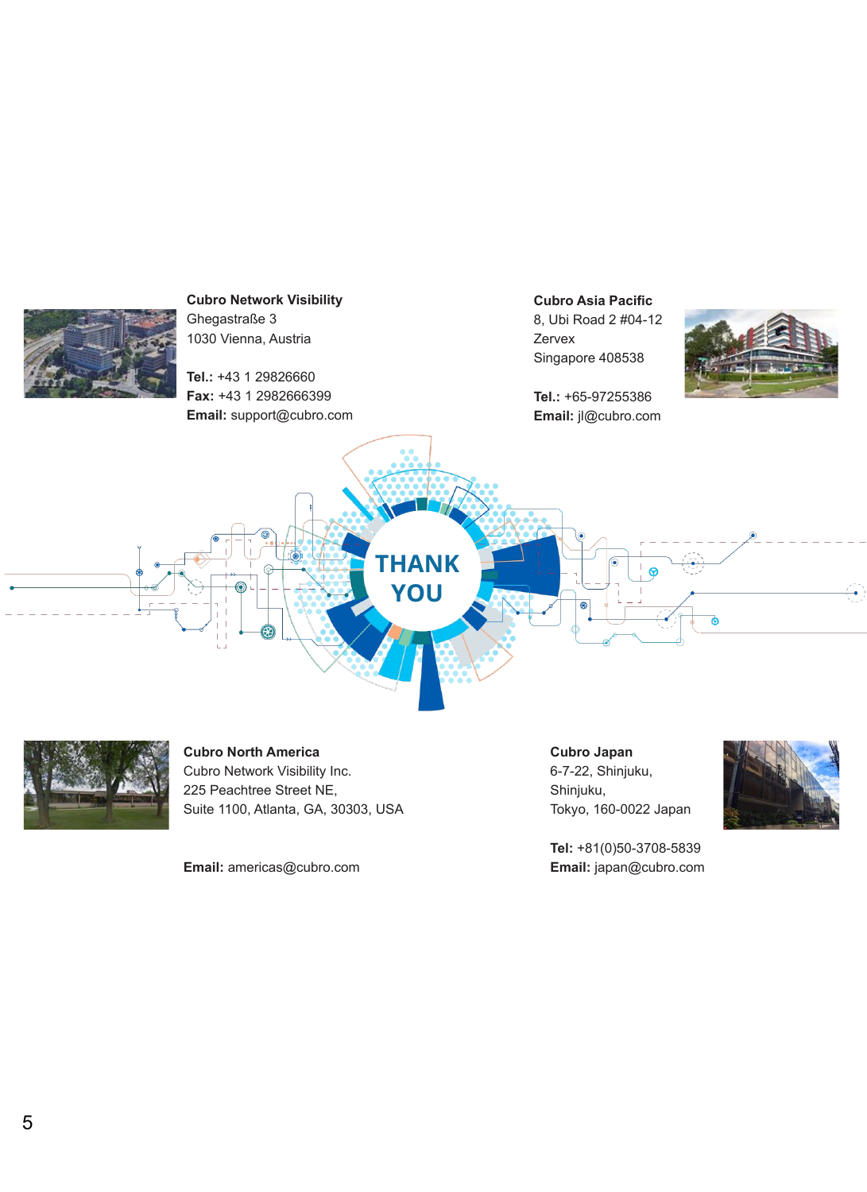**Cubro Network Visibility**
Ghegastraße 3
1030 Vienna, Austria

**Tel.:** +43 1 29826660
**Fax:** +43 1 2982666399
**Email:** support@cubro.com

**Cubro Asia Pacific**
8, Ubi Road 2 #04-12
Zervex
Singapore 408538

**Tel.:** +65-97255386
**Email:** jl@cubro.com

THANK YOU

**Cubro North America**
Cubro Network Visibility Inc.
225 Peachtree Street NE,
Suite 1100, Atlanta, GA, 30303, USA

**Email:** americas@cubro.com

**Cubro Japan**
6-7-22, Shinjuku,
Shinjuku,
Tokyo, 160-0022 Japan

**Tel:** +81(0)50-3708-5839
**Email:** japan@cubro.com